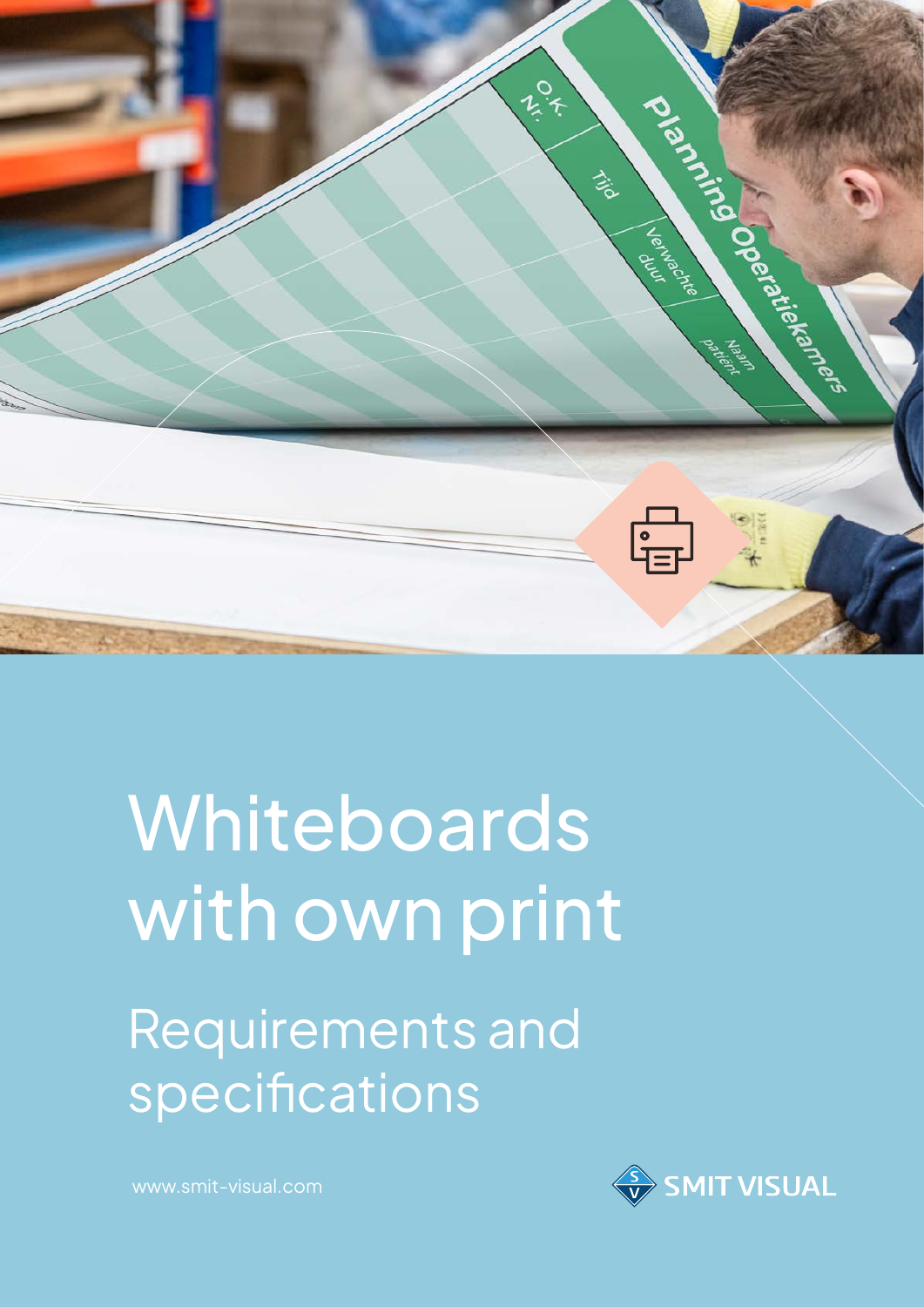# Whiteboards with own print

## Requirements and specifications

www.smit-visual.com

SMIT VISUAL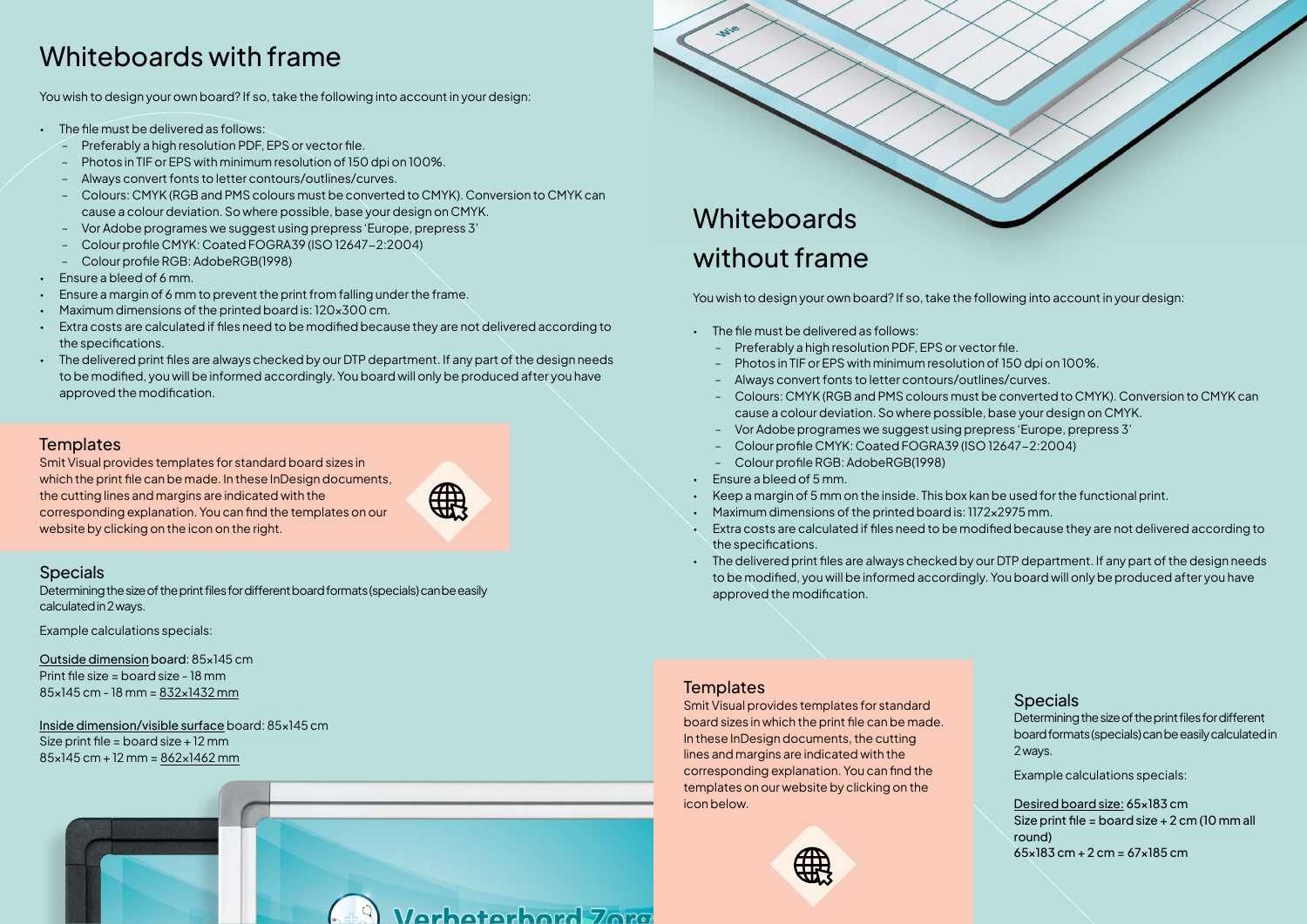# Whiteboards with frame

You wish to design your own board? If so, take the following into account in your design:

- The file must be delivered as follows:
  - Preferably a high resolution PDF, EPS or vector file.
  - Photos in TIF or EPS with minimum resolution of 150 dpi on 100%.
  - Always convert fonts to letter contours/outlines/curves.
  - Colours: CMYK (RGB and PMS colours must be converted to CMYK). Conversion to CMYK can cause a colour deviation. So where possible, base your design on CMYK.
  - Vor Adobe programes we suggest using prepress 'Europe, prepress 3'
  - Colour profile CMYK: Coated FOGRA39 (ISO 12647-2:2004)
  - Colour profile RGB: AdobeRGB(1998)
- Ensure a bleed of 6 mm.
- Ensure a margin of 6 mm to prevent the print from falling under the frame.
- Maximum dimensions of the printed board is: 120×300 cm.
- Extra costs are calculated if files need to be modified because they are not delivered according to the specifications.
- The delivered print files are always checked by our DTP department. If any part of the design needs to be modified, you will be informed accordingly. You board will only be produced after you have approved the modification.

## Templates

Smit Visual provides templates for standard board sizes in which the print file can be made. In these InDesign documents, the cutting lines and margins are indicated with the corresponding explanation. You can find the templates on our website by clicking on the icon on the right.

## Specials

Determining the size of the print files for different board formats (specials) can be easily calculated in 2 ways.

Example calculations specials:

Outside dimension board: 85×145 cm
Print file size = board size - 18 mm
85×145 cm - 18 mm = 832×1432 mm

Inside dimension/visible surface board: 85×145 cm
Size print file = board size + 12 mm
85×145 cm + 12 mm = 862×1462 mm

# Whiteboards without frame

You wish to design your own board? If so, take the following into account in your design:

- The file must be delivered as follows:
  - Preferably a high resolution PDF, EPS or vector file.
  - Photos in TIF or EPS with minimum resolution of 150 dpi on 100%.
  - Always convert fonts to letter contours/outlines/curves.
  - Colours: CMYK (RGB and PMS colours must be converted to CMYK). Conversion to CMYK can cause a colour deviation. So where possible, base your design on CMYK.
  - Vor Adobe programes we suggest using prepress 'Europe, prepress 3'
  - Colour profile CMYK: Coated FOGRA39 (ISO 12647-2:2004)
  - Colour profile RGB: AdobeRGB(1998)
- Ensure a bleed of 5 mm.
- Keep a margin of 5 mm on the inside. This box kan be used for the functional print.
- Maximum dimensions of the printed board is: 1172×2975 mm.
- Extra costs are calculated if files need to be modified because they are not delivered according to the specifications.
- The delivered print files are always checked by our DTP department. If any part of the design needs to be modified, you will be informed accordingly. You board will only be produced after you have approved the modification.

## Templates

Smit Visual provides templates for standard board sizes in which the print file can be made. In these InDesign documents, the cutting lines and margins are indicated with the corresponding explanation. You can find the templates on our website by clicking on the icon below.

## Specials

Determining the size of the print files for different board formats (specials) can be easily calculated in 2 ways.

Example calculations specials:

Desired board size: 65×183 cm
Size print file = board size + 2 cm (10 mm all round)
65×183 cm + 2 cm = 67×185 cm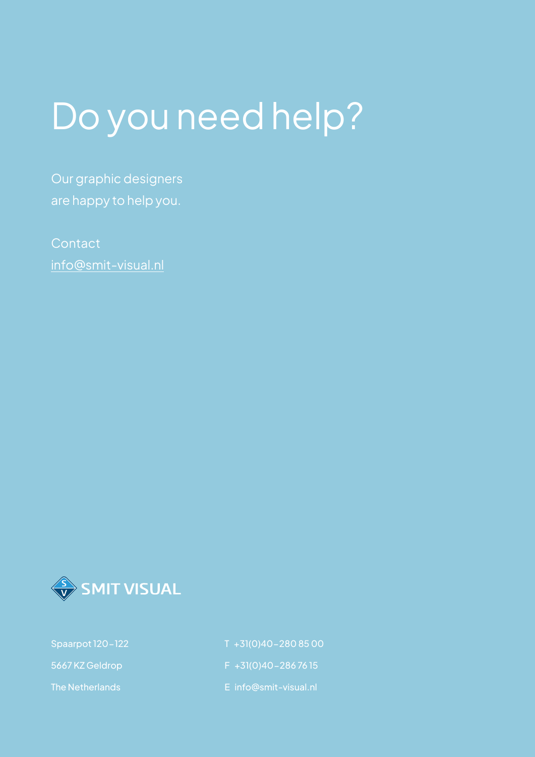# Do you need help?

Our graphic designers
are happy to help you.

Contact
info@smit-visual.nl

SMIT VISUAL

Spaarpot 120–122
5667 KZ Geldrop
The Netherlands

T +31(0)40-280 85 00
F +31(0)40-286 76 15
E info@smit-visual.nl